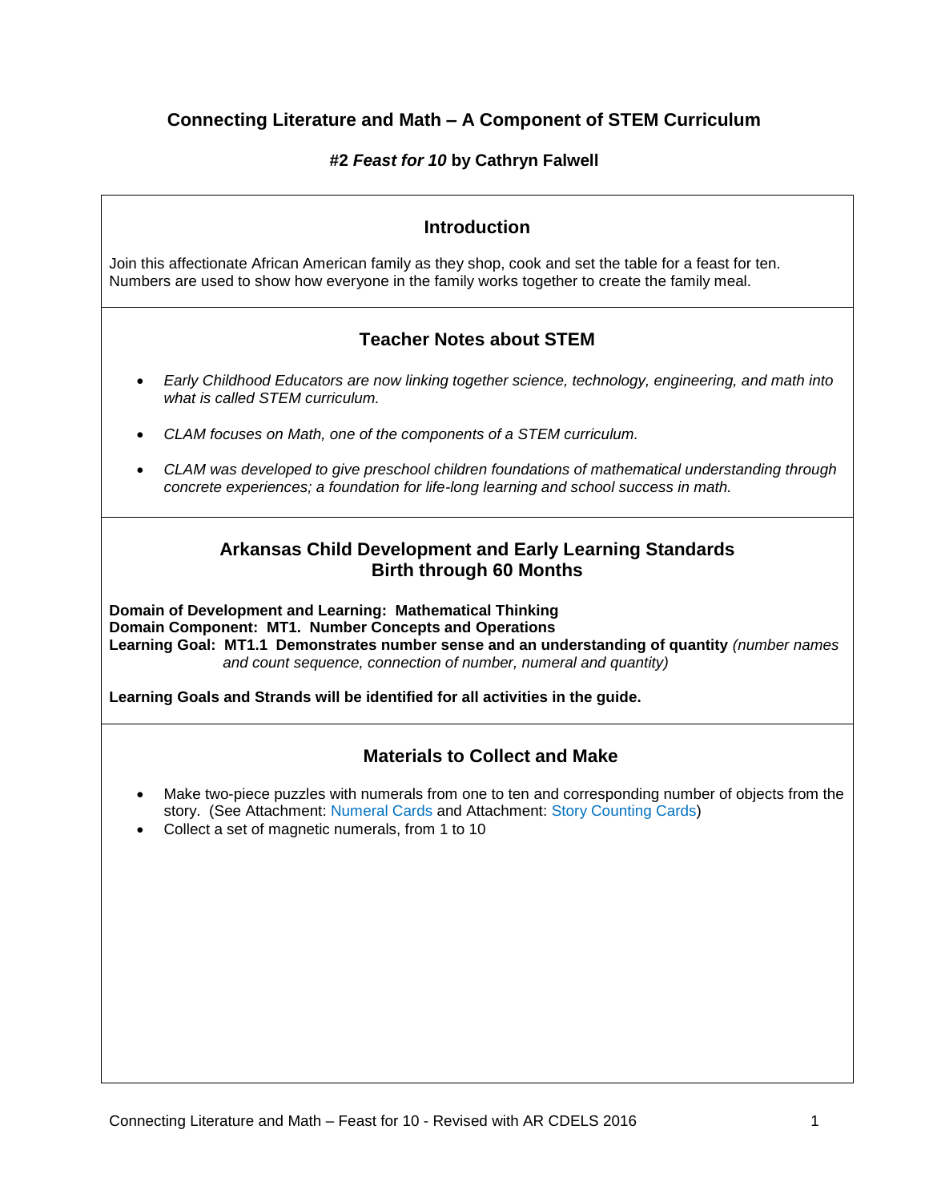# Connecting Literature and Math – A Component of STEM Curriculum

### #2 *Feast for 10* by Cathryn Falwell

## Introduction

Join this affectionate African American family as they shop, cook and set the table for a feast for ten. Numbers are used to show how everyone in the family works together to create the family meal.

## Teacher Notes about STEM

- *Early Childhood Educators are now linking together science, technology, engineering, and math into what is called STEM curriculum.*
- *CLAM focuses on Math, one of the components of a STEM curriculum.*
- *CLAM was developed to give preschool children foundations of mathematical understanding through concrete experiences; a foundation for life-long learning and school success in math.*

## Arkansas Child Development and Early Learning Standards Birth through 60 Months

**Domain of Development and Learning: Mathematical Thinking**
**Domain Component: MT1. Number Concepts and Operations**
**Learning Goal: MT1.1 Demonstrates number sense and an understanding of quantity** *(number names and count sequence, connection of number, numeral and quantity)*

**Learning Goals and Strands will be identified for all activities in the guide.**

## Materials to Collect and Make

- Make two-piece puzzles with numerals from one to ten and corresponding number of objects from the story. (See Attachment: Numeral Cards and Attachment: Story Counting Cards)
- Collect a set of magnetic numerals, from 1 to 10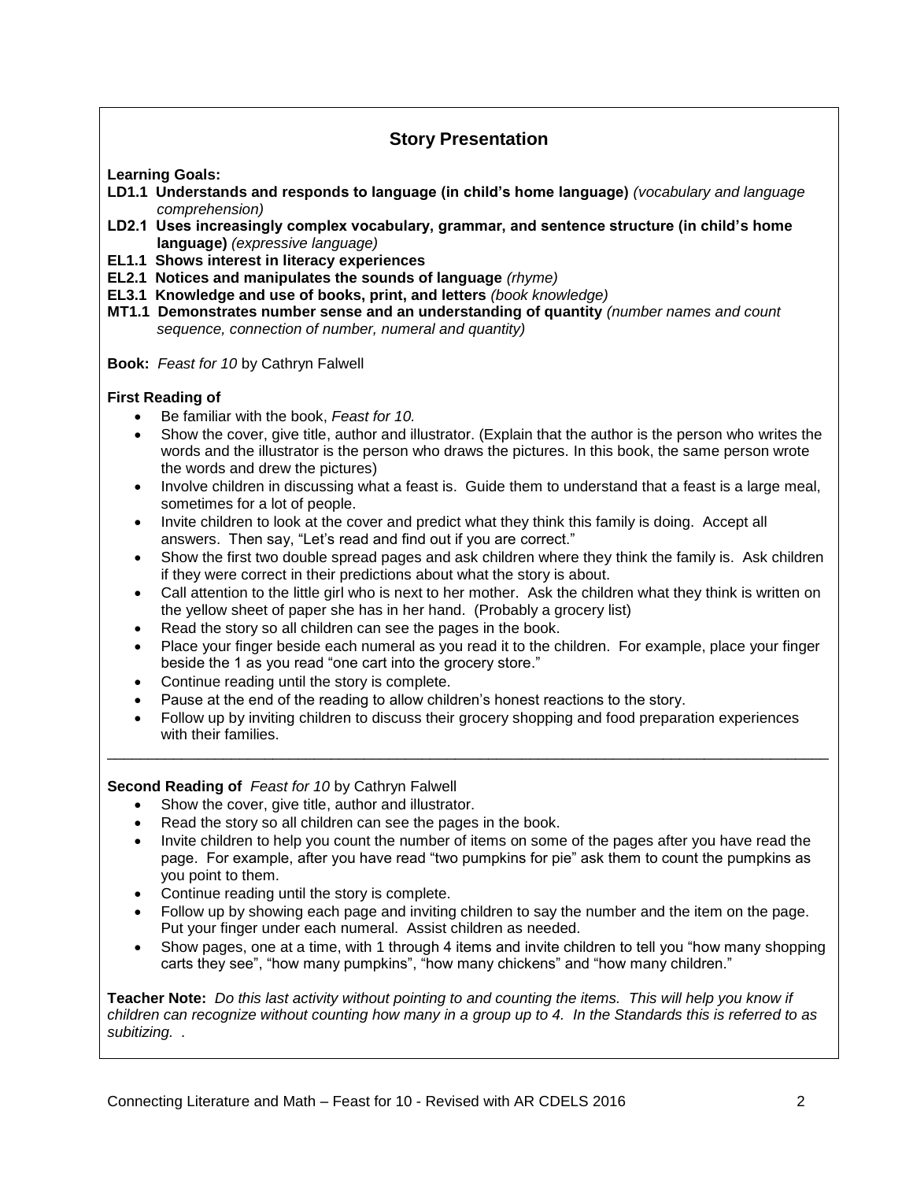## Story Presentation

**Learning Goals:**

**LD1.1 Understands and responds to language (in child's home language)** *(vocabulary and language comprehension)*

**LD2.1 Uses increasingly complex vocabulary, grammar, and sentence structure (in child's home language)** *(expressive language)*

**EL1.1 Shows interest in literacy experiences**

**EL2.1 Notices and manipulates the sounds of language** *(rhyme)*

**EL3.1 Knowledge and use of books, print, and letters** *(book knowledge)*

**MT1.1 Demonstrates number sense and an understanding of quantity** *(number names and count sequence, connection of number, numeral and quantity)*

**Book:** *Feast for 10* by Cathryn Falwell

**First Reading of**

- Be familiar with the book, *Feast for 10.*
- Show the cover, give title, author and illustrator. (Explain that the author is the person who writes the words and the illustrator is the person who draws the pictures. In this book, the same person wrote the words and drew the pictures)
- Involve children in discussing what a feast is. Guide them to understand that a feast is a large meal, sometimes for a lot of people.
- Invite children to look at the cover and predict what they think this family is doing. Accept all answers. Then say, "Let's read and find out if you are correct."
- Show the first two double spread pages and ask children where they think the family is. Ask children if they were correct in their predictions about what the story is about.
- Call attention to the little girl who is next to her mother. Ask the children what they think is written on the yellow sheet of paper she has in her hand. (Probably a grocery list)
- Read the story so all children can see the pages in the book.
- Place your finger beside each numeral as you read it to the children. For example, place your finger beside the 1 as you read "one cart into the grocery store."
- Continue reading until the story is complete.
- Pause at the end of the reading to allow children's honest reactions to the story.
- Follow up by inviting children to discuss their grocery shopping and food preparation experiences with their families.

---

**Second Reading of** *Feast for 10* by Cathryn Falwell

- Show the cover, give title, author and illustrator.
- Read the story so all children can see the pages in the book.
- Invite children to help you count the number of items on some of the pages after you have read the page. For example, after you have read "two pumpkins for pie" ask them to count the pumpkins as you point to them.
- Continue reading until the story is complete.
- Follow up by showing each page and inviting children to say the number and the item on the page. Put your finger under each numeral. Assist children as needed.
- Show pages, one at a time, with 1 through 4 items and invite children to tell you "how many shopping carts they see", "how many pumpkins", "how many chickens" and "how many children."

**Teacher Note:** *Do this last activity without pointing to and counting the items. This will help you know if children can recognize without counting how many in a group up to 4. In the Standards this is referred to as subitizing. .*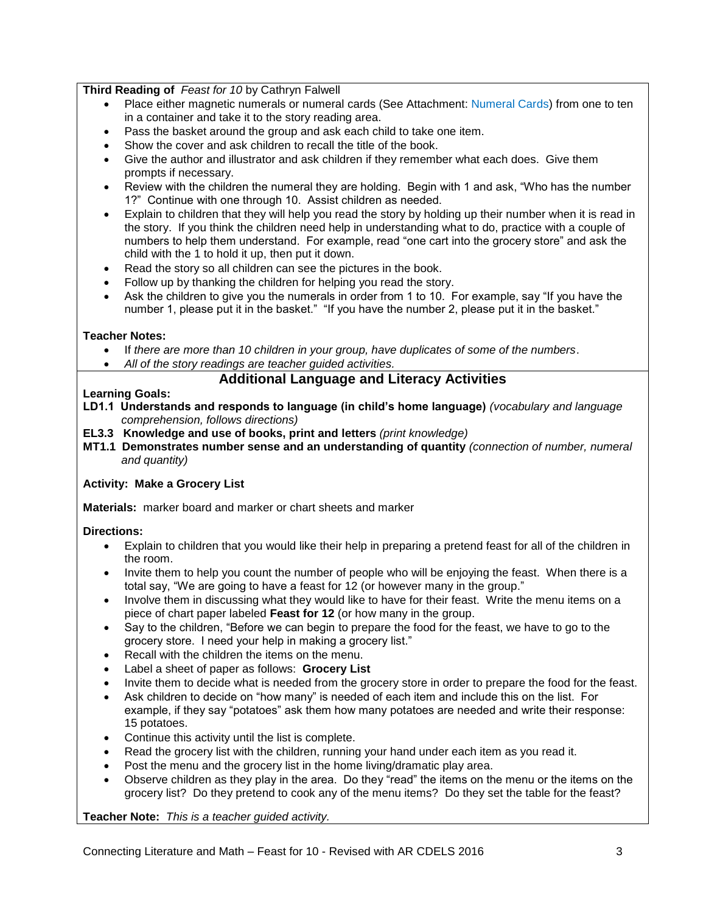**Third Reading of** *Feast for 10* by Cathryn Falwell

- Place either magnetic numerals or numeral cards (See Attachment: Numeral Cards) from one to ten in a container and take it to the story reading area.
- Pass the basket around the group and ask each child to take one item.
- Show the cover and ask children to recall the title of the book.
- Give the author and illustrator and ask children if they remember what each does. Give them prompts if necessary.
- Review with the children the numeral they are holding. Begin with 1 and ask, "Who has the number 1?" Continue with one through 10. Assist children as needed.
- Explain to children that they will help you read the story by holding up their number when it is read in the story. If you think the children need help in understanding what to do, practice with a couple of numbers to help them understand. For example, read "one cart into the grocery store" and ask the child with the 1 to hold it up, then put it down.
- Read the story so all children can see the pictures in the book.
- Follow up by thanking the children for helping you read the story.
- Ask the children to give you the numerals in order from 1 to 10. For example, say "If you have the number 1, please put it in the basket." "If you have the number 2, please put it in the basket."

**Teacher Notes:**

- If *there are more than 10 children in your group, have duplicates of some of the numbers*.
- *All of the story readings are teacher guided activities.*

## Additional Language and Literacy Activities

**Learning Goals:**

**LD1.1 Understands and responds to language (in child's home language)** *(vocabulary and language comprehension, follows directions)*

**EL3.3 Knowledge and use of books, print and letters** *(print knowledge)*

**MT1.1 Demonstrates number sense and an understanding of quantity** *(connection of number, numeral and quantity)*

**Activity: Make a Grocery List**

**Materials:** marker board and marker or chart sheets and marker

**Directions:**

- Explain to children that you would like their help in preparing a pretend feast for all of the children in the room.
- Invite them to help you count the number of people who will be enjoying the feast. When there is a total say, "We are going to have a feast for 12 (or however many in the group."
- Involve them in discussing what they would like to have for their feast. Write the menu items on a piece of chart paper labeled **Feast for 12** (or how many in the group.
- Say to the children, "Before we can begin to prepare the food for the feast, we have to go to the grocery store. I need your help in making a grocery list."
- Recall with the children the items on the menu.
- Label a sheet of paper as follows: **Grocery List**
- Invite them to decide what is needed from the grocery store in order to prepare the food for the feast.
- Ask children to decide on "how many" is needed of each item and include this on the list. For example, if they say "potatoes" ask them how many potatoes are needed and write their response: 15 potatoes.
- Continue this activity until the list is complete.
- Read the grocery list with the children, running your hand under each item as you read it.
- Post the menu and the grocery list in the home living/dramatic play area.
- Observe children as they play in the area. Do they "read" the items on the menu or the items on the grocery list? Do they pretend to cook any of the menu items? Do they set the table for the feast?

**Teacher Note:** *This is a teacher guided activity.*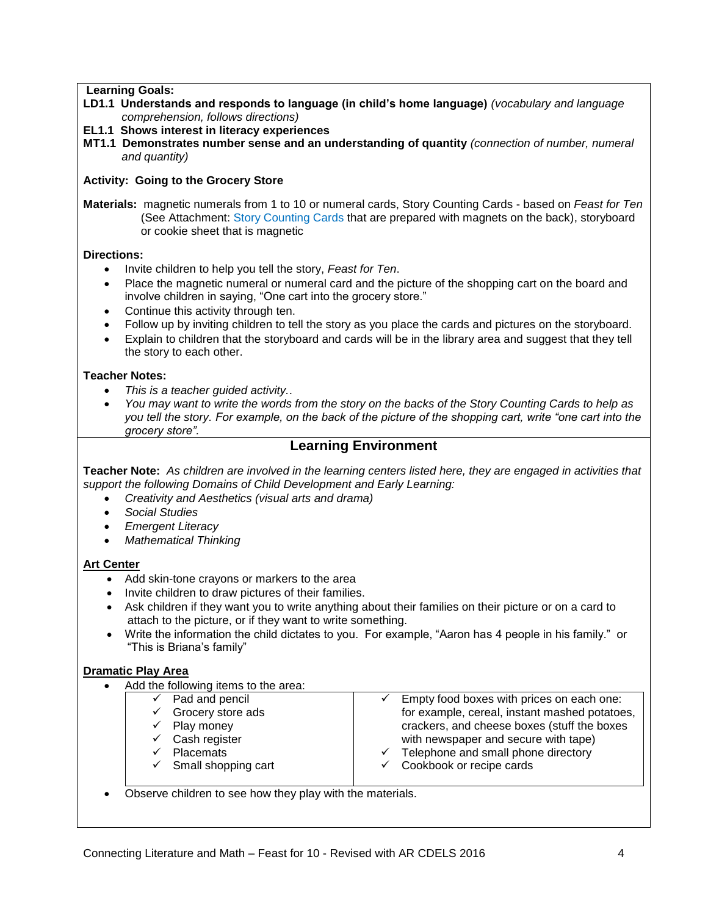**Learning Goals:**

**LD1.1 Understands and responds to language (in child's home language)** *(vocabulary and language comprehension, follows directions)*

**EL1.1 Shows interest in literacy experiences**

**MT1.1 Demonstrates number sense and an understanding of quantity** *(connection of number, numeral and quantity)*

**Activity: Going to the Grocery Store**

**Materials:** magnetic numerals from 1 to 10 or numeral cards, Story Counting Cards - based on *Feast for Ten* (See Attachment: Story Counting Cards that are prepared with magnets on the back), storyboard or cookie sheet that is magnetic

**Directions:**

- Invite children to help you tell the story, *Feast for Ten*.
- Place the magnetic numeral or numeral card and the picture of the shopping cart on the board and involve children in saying, "One cart into the grocery store."
- Continue this activity through ten.
- Follow up by inviting children to tell the story as you place the cards and pictures on the storyboard.
- Explain to children that the storyboard and cards will be in the library area and suggest that they tell the story to each other.

**Teacher Notes:**

- *This is a teacher guided activity..*
- *You may want to write the words from the story on the backs of the Story Counting Cards to help as you tell the story. For example, on the back of the picture of the shopping cart, write "one cart into the grocery store".*

## Learning Environment

**Teacher Note:** *As children are involved in the learning centers listed here, they are engaged in activities that support the following Domains of Child Development and Early Learning:*

- *Creativity and Aesthetics (visual arts and drama)*
- *Social Studies*
- *Emergent Literacy*
- *Mathematical Thinking*

**Art Center**

- Add skin-tone crayons or markers to the area
- Invite children to draw pictures of their families.
- Ask children if they want you to write anything about their families on their picture or on a card to attach to the picture, or if they want to write something.
- Write the information the child dictates to you. For example, "Aaron has 4 people in his family." or "This is Briana's family"

**Dramatic Play Area**

- Add the following items to the area:

| | |
|---|---|
| ✓ Pad and pencil<br>✓ Grocery store ads<br>✓ Play money<br>✓ Cash register<br>✓ Placemats<br>✓ Small shopping cart | ✓ Empty food boxes with prices on each one: for example, cereal, instant mashed potatoes, crackers, and cheese boxes (stuff the boxes with newspaper and secure with tape)<br>✓ Telephone and small phone directory<br>✓ Cookbook or recipe cards |

- Observe children to see how they play with the materials.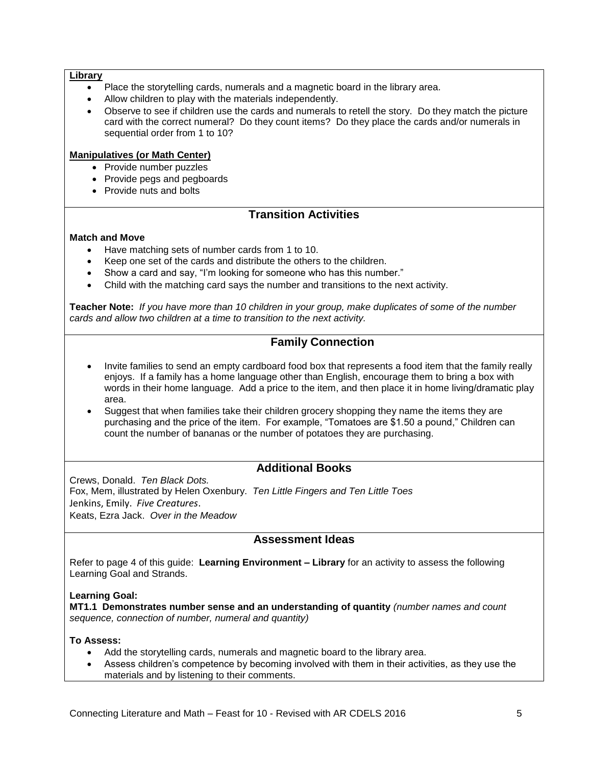**Library**

- Place the storytelling cards, numerals and a magnetic board in the library area.
- Allow children to play with the materials independently.
- Observe to see if children use the cards and numerals to retell the story. Do they match the picture card with the correct numeral? Do they count items? Do they place the cards and/or numerals in sequential order from 1 to 10?

**Manipulatives (or Math Center)**

- Provide number puzzles
- Provide pegs and pegboards
- Provide nuts and bolts

## Transition Activities

**Match and Move**

- Have matching sets of number cards from 1 to 10.
- Keep one set of the cards and distribute the others to the children.
- Show a card and say, "I'm looking for someone who has this number."
- Child with the matching card says the number and transitions to the next activity.

**Teacher Note:** *If you have more than 10 children in your group, make duplicates of some of the number cards and allow two children at a time to transition to the next activity.*

## Family Connection

- Invite families to send an empty cardboard food box that represents a food item that the family really enjoys. If a family has a home language other than English, encourage them to bring a box with words in their home language. Add a price to the item, and then place it in home living/dramatic play area.
- Suggest that when families take their children grocery shopping they name the items they are purchasing and the price of the item. For example, "Tomatoes are $1.50 a pound," Children can count the number of bananas or the number of potatoes they are purchasing.

## Additional Books

Crews, Donald. *Ten Black Dots.*
Fox, Mem, illustrated by Helen Oxenbury. *Ten Little Fingers and Ten Little Toes*
Jenkins, Emily. *Five Creatures*.
Keats, Ezra Jack. *Over in the Meadow*

## Assessment Ideas

Refer to page 4 of this guide: **Learning Environment – Library** for an activity to assess the following Learning Goal and Strands.

**Learning Goal:**
**MT1.1 Demonstrates number sense and an understanding of quantity** *(number names and count sequence, connection of number, numeral and quantity)*

**To Assess:**

- Add the storytelling cards, numerals and magnetic board to the library area.
- Assess children's competence by becoming involved with them in their activities, as they use the materials and by listening to their comments.